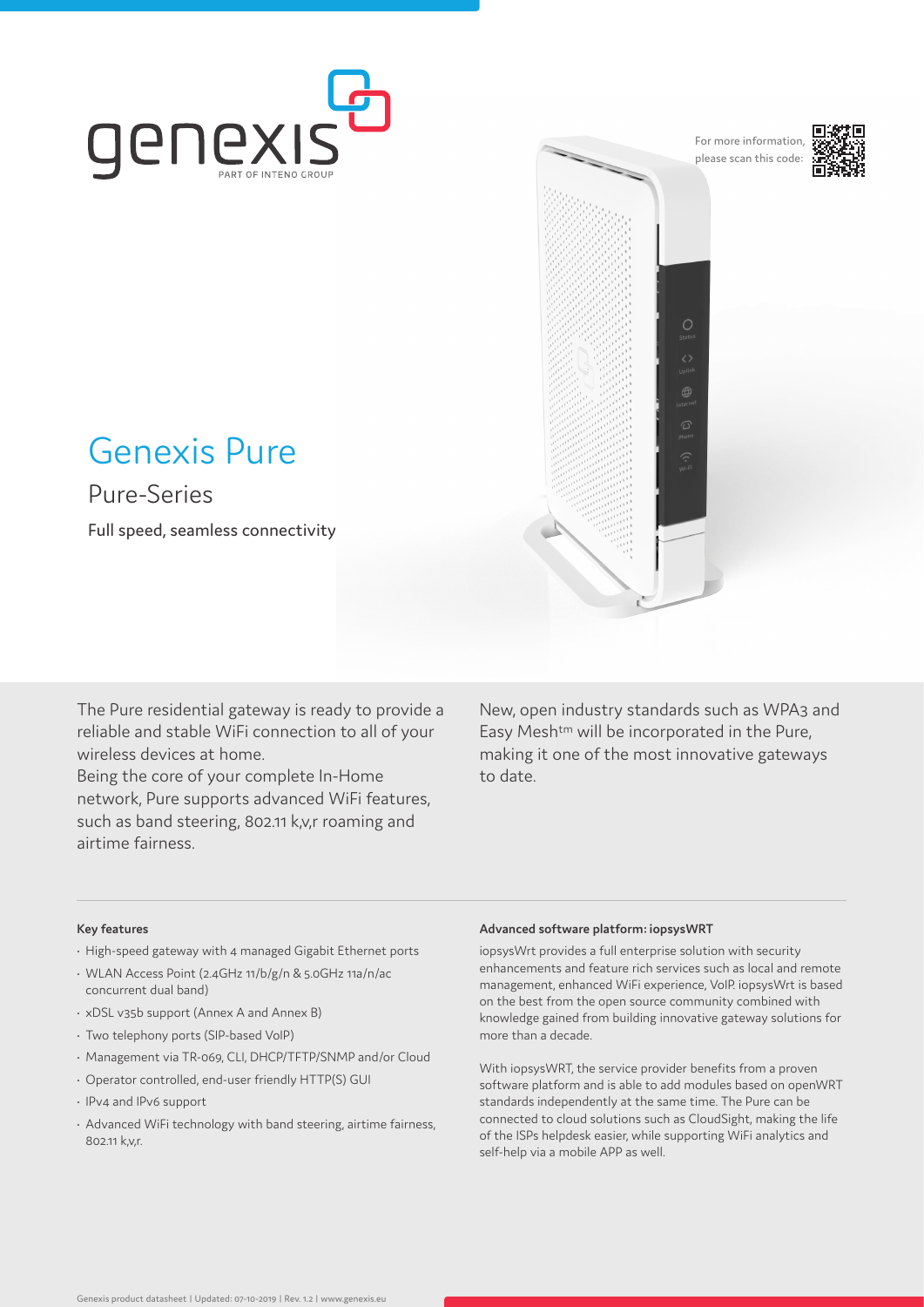genexis
PART OF INTENO GROUP

For more information, please scan this code:

# Genexis Pure

## Pure-Series

Full speed, seamless connectivity

The Pure residential gateway is ready to provide a reliable and stable WiFi connection to all of your wireless devices at home.
Being the core of your complete In-Home network, Pure supports advanced WiFi features, such as band steering, 802.11 k,v,r roaming and airtime fairness.

New, open industry standards such as WPA3 and Easy Mesh™ will be incorporated in the Pure, making it one of the most innovative gateways to date.

### Key features

- High-speed gateway with 4 managed Gigabit Ethernet ports
- WLAN Access Point (2.4GHz 11/b/g/n & 5.0GHz 11a/n/ac concurrent dual band)
- xDSL v35b support (Annex A and Annex B)
- Two telephony ports (SIP-based VoIP)
- Management via TR-069, CLI, DHCP/TFTP/SNMP and/or Cloud
- Operator controlled, end-user friendly HTTP(S) GUI
- IPv4 and IPv6 support
- Advanced WiFi technology with band steering, airtime fairness, 802.11 k,v,r.

### Advanced software platform: iopsysWRT

iopsysWrt provides a full enterprise solution with security enhancements and feature rich services such as local and remote management, enhanced WiFi experience, VoIP. iopsysWrt is based on the best from the open source community combined with knowledge gained from building innovative gateway solutions for more than a decade.

With iopsysWRT, the service provider benefits from a proven software platform and is able to add modules based on openWRT standards independently at the same time. The Pure can be connected to cloud solutions such as CloudSight, making the life of the ISPs helpdesk easier, while supporting WiFi analytics and self-help via a mobile APP as well.

Genexis product datasheet | Updated: 07-10-2019 | Rev. 1.2 | www.genexis.eu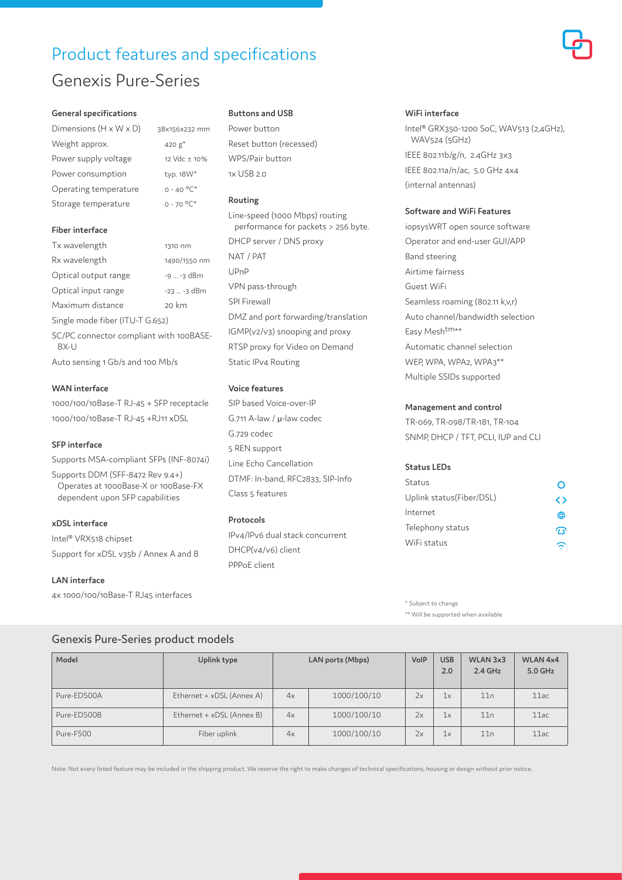# Product features and specifications

## Genexis Pure-Series

### General specifications

| | |
|---|---|
| Dimensions (H x W x D) | 38x156x232 mm |
| Weight approx. | 420 g* |
| Power supply voltage | 12 Vdc ± 10% |
| Power consumption | typ. 18W* |
| Operating temperature | 0 - 40 °C* |
| Storage temperature | 0 - 70 °C* |

### Fiber interface

| | |
|---|---|
| Tx wavelength | 1310 nm |
| Rx wavelength | 1490/1550 nm |
| Optical output range | -9 ... -3 dBm |
| Optical input range | -23 ... -3 dBm |
| Maximum distance | 20 km |

Single mode fiber (ITU-T G.652)

SC/PC connector compliant with 100BASE-BX-U

Auto sensing 1 Gb/s and 100 Mb/s

### WAN interface

1000/100/10Base-T RJ-45 + SFP receptacle

1000/100/10Base-T RJ-45 +RJ11 xDSL

### SFP interface

Supports MSA-compliant SFPs (INF-8074i)

Supports DDM (SFF-8472 Rev 9.4+) Operates at 1000Base-X or 100Base-FX dependent upon SFP capabilities

### xDSL interface

Intel® VRX518 chipset

Support for xDSL v35b / Annex A and B

### LAN interface

4x 1000/100/10Base-T RJ45 interfaces

### Buttons and USB

Power button

Reset button (recessed)

WPS/Pair button

1x USB 2.0

### Routing

Line-speed (1000 Mbps) routing performance for packets > 256 byte.

DHCP server / DNS proxy

NAT / PAT

UPnP

VPN pass-through

SPI Firewall

DMZ and port forwarding/translation

IGMP(v2/v3) snooping and proxy

RTSP proxy for Video on Demand

Static IPv4 Routing

### Voice features

SIP based Voice-over-IP

G.711 A-law / µ-law codec

G.729 codec

5 REN support

Line Echo Cancellation

DTMF: In-band, RFC2833, SIP-Info

Class 5 features

### Protocols

IPv4/IPv6 dual stack concurrent

DHCP(v4/v6) client

PPPoE client

### WiFi interface

Intel® GRX350-1200 SoC; WAV513 (2,4GHz), WAV524 (5GHz)

IEEE 802.11b/g/n, 2.4GHz 3x3

IEEE 802.11a/n/ac, 5.0 GHz 4x4

(internal antennas)

### Software and WiFi Features

iopsysWRT open source software

Operator and end-user GUI/APP

Band steering

Airtime fairness

Guest WiFi

Seamless roaming (802.11 k,v,r)

Auto channel/bandwidth selection

Easy Mesh™**

Automatic channel selection

WEP, WPA, WPA2, WPA3**

Multiple SSIDs supported

### Management and control

TR-069, TR-098/TR-181, TR-104

SNMP, DHCP / TFT, PCLI, IUP and CLI

### Status LEDs

Status

Uplink status(Fiber/DSL)

Internet

Telephony status

WiFi status

\* Subject to change

\*\* Will be supported when available

## Genexis Pure-Series product models

| Model | Uplink type | LAN ports (Mbps) | | VoIP | USB 2.0 | WLAN 3x3 2.4 GHz | WLAN 4x4 5.0 GHz |
|---|---|---|---|---|---|---|---|
| Pure-ED500A | Ethernet + xDSL (Annex A) | 4x | 1000/100/10 | 2x | 1x | 11n | 11ac |
| Pure-ED500B | Ethernet + xDSL (Annex B) | 4x | 1000/100/10 | 2x | 1x | 11n | 11ac |
| Pure-F500 | Fiber uplink | 4x | 1000/100/10 | 2x | 1x | 11n | 11ac |

Note: Not every listed feature may be included in the shipping product. We reserve the right to make changes of technical specifications, housing or design without prior notice.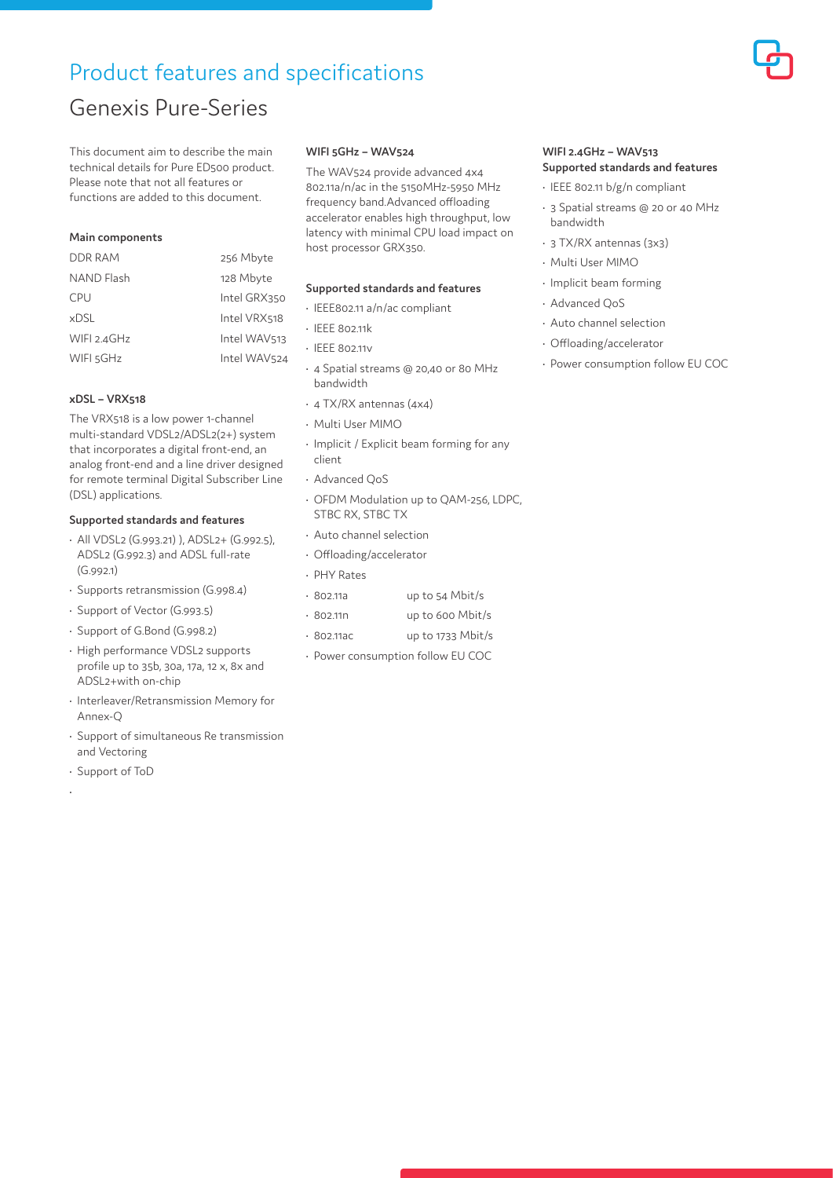# Product features and specifications

## Genexis Pure-Series

This document aim to describe the main technical details for Pure ED500 product. Please note that not all features or functions are added to this document.

#### Main components

| | |
|---|---|
| DDR RAM | 256 Mbyte |
| NAND Flash | 128 Mbyte |
| CPU | Intel GRX350 |
| xDSL | Intel VRX518 |
| WIFI 2.4GHz | Intel WAV513 |
| WIFI 5GHz | Intel WAV524 |

#### xDSL – VRX518

The VRX518 is a low power 1-channel multi-standard VDSL2/ADSL2(+) system that incorporates a digital front-end, an analog front-end and a line driver designed for remote terminal Digital Subscriber Line (DSL) applications.

#### Supported standards and features

- All VDSL2 (G.993.21) ), ADSL2+ (G.992.5), ADSL2 (G.992.3) and ADSL full-rate (G.992.1)
- Supports retransmission (G.998.4)
- Support of Vector (G.993.5)
- Support of G.Bond (G.998.2)
- High performance VDSL2 supports profile up to 35b, 30a, 17a, 12 x, 8x and ADSL2+with on-chip
- Interleaver/Retransmission Memory for Annex-Q
- Support of simultaneous Re transmission and Vectoring
- Support of ToD

#### WIFI 5GHz – WAV524

The WAV524 provide advanced 4x4 802.11a/n/ac in the 5150MHz-5950 MHz frequency band.Advanced offloading accelerator enables high throughput, low latency with minimal CPU load impact on host processor GRX350.

#### Supported standards and features

- IEEE802.11 a/n/ac compliant
- IEEE 802.11k
- IEEE 802.11v
- 4 Spatial streams @ 20,40 or 80 MHz bandwidth
- 4 TX/RX antennas (4x4)
- Multi User MIMO
- Implicit / Explicit beam forming for any client
- Advanced QoS
- OFDM Modulation up to QAM-256, LDPC, STBC RX, STBC TX
- Auto channel selection
- Offloading/accelerator
- PHY Rates
- 802.11a up to 54 Mbit/s
- 802.11n up to 600 Mbit/s
- 802.11ac up to 1733 Mbit/s
- Power consumption follow EU COC

#### WIFI 2.4GHz – WAV513
#### Supported standards and features

- IEEE 802.11 b/g/n compliant
- 3 Spatial streams @ 20 or 40 MHz bandwidth
- 3 TX/RX antennas (3x3)
- Multi User MIMO
- Implicit beam forming
- Advanced QoS
- Auto channel selection
- Offloading/accelerator
- Power consumption follow EU COC